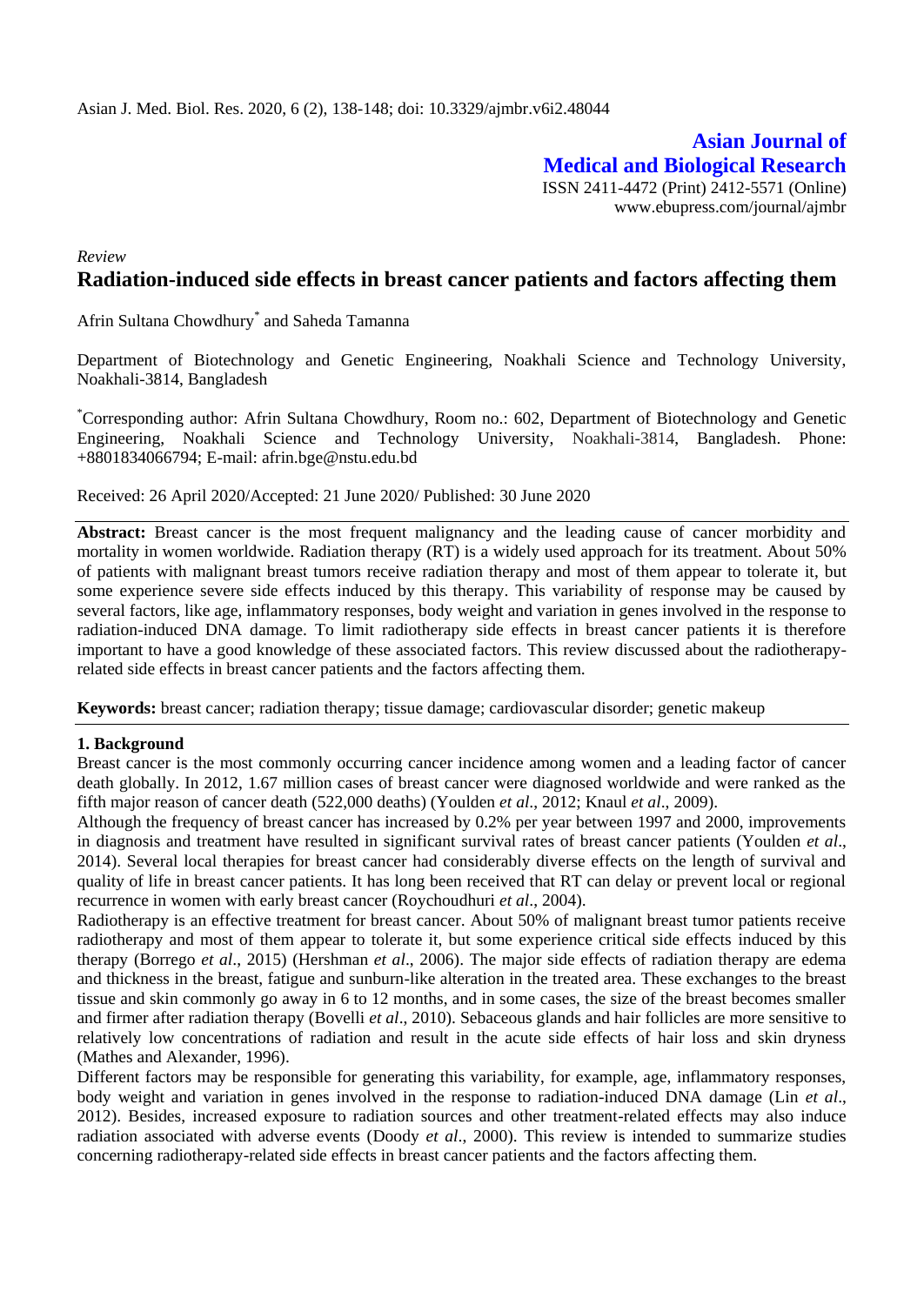**Asian Journal of Medical and Biological Research**

ISSN 2411-4472 (Print) 2412-5571 (Online)
www.ebupress.com/journal/ajmbr

*Review*

# Radiation-induced side effects in breast cancer patients and factors affecting them

Afrin Sultana Chowdhury* and Saheda Tamanna

Department of Biotechnology and Genetic Engineering, Noakhali Science and Technology University, Noakhali-3814, Bangladesh

*Corresponding author: Afrin Sultana Chowdhury, Room no.: 602, Department of Biotechnology and Genetic Engineering, Noakhali Science and Technology University, Noakhali-3814, Bangladesh. Phone: +8801834066794; E-mail: afrin.bge@nstu.edu.bd

Received: 26 April 2020/Accepted: 21 June 2020/ Published: 30 June 2020

**Abstract:** Breast cancer is the most frequent malignancy and the leading cause of cancer morbidity and mortality in women worldwide. Radiation therapy (RT) is a widely used approach for its treatment. About 50% of patients with malignant breast tumors receive radiation therapy and most of them appear to tolerate it, but some experience severe side effects induced by this therapy. This variability of response may be caused by several factors, like age, inflammatory responses, body weight and variation in genes involved in the response to radiation-induced DNA damage. To limit radiotherapy side effects in breast cancer patients it is therefore important to have a good knowledge of these associated factors. This review discussed about the radiotherapy-related side effects in breast cancer patients and the factors affecting them.

**Keywords:** breast cancer; radiation therapy; tissue damage; cardiovascular disorder; genetic makeup

## 1. Background

Breast cancer is the most commonly occurring cancer incidence among women and a leading factor of cancer death globally. In 2012, 1.67 million cases of breast cancer were diagnosed worldwide and were ranked as the fifth major reason of cancer death (522,000 deaths) (Youlden *et al*., 2012; Knaul *et al*., 2009).

Although the frequency of breast cancer has increased by 0.2% per year between 1997 and 2000, improvements in diagnosis and treatment have resulted in significant survival rates of breast cancer patients (Youlden *et al*., 2014). Several local therapies for breast cancer had considerably diverse effects on the length of survival and quality of life in breast cancer patients. It has long been received that RT can delay or prevent local or regional recurrence in women with early breast cancer (Roychoudhuri *et al*., 2004).

Radiotherapy is an effective treatment for breast cancer. About 50% of malignant breast tumor patients receive radiotherapy and most of them appear to tolerate it, but some experience critical side effects induced by this therapy (Borrego *et al*., 2015) (Hershman *et al*., 2006). The major side effects of radiation therapy are edema and thickness in the breast, fatigue and sunburn-like alteration in the treated area. These exchanges to the breast tissue and skin commonly go away in 6 to 12 months, and in some cases, the size of the breast becomes smaller and firmer after radiation therapy (Bovelli *et al*., 2010). Sebaceous glands and hair follicles are more sensitive to relatively low concentrations of radiation and result in the acute side effects of hair loss and skin dryness (Mathes and Alexander, 1996).

Different factors may be responsible for generating this variability, for example, age, inflammatory responses, body weight and variation in genes involved in the response to radiation-induced DNA damage (Lin *et al*., 2012). Besides, increased exposure to radiation sources and other treatment-related effects may also induce radiation associated with adverse events (Doody *et al*., 2000). This review is intended to summarize studies concerning radiotherapy-related side effects in breast cancer patients and the factors affecting them.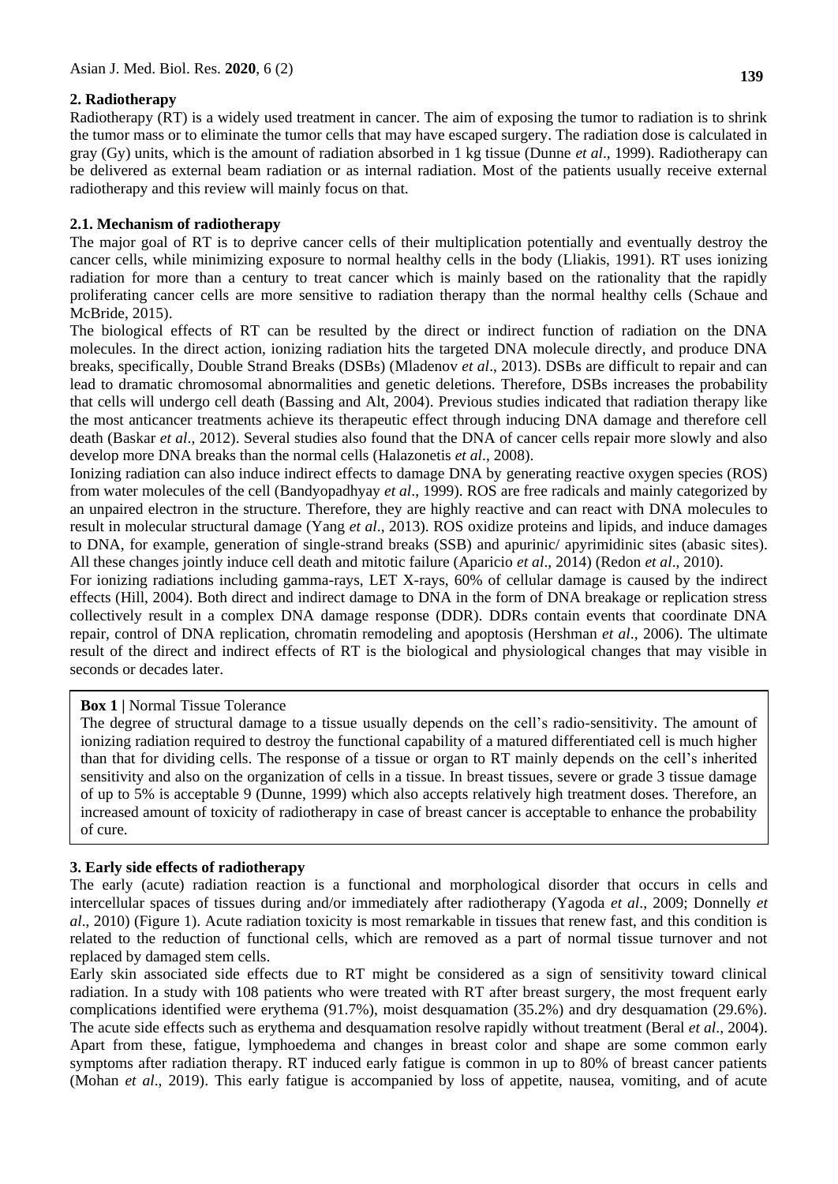## 2. Radiotherapy

Radiotherapy (RT) is a widely used treatment in cancer. The aim of exposing the tumor to radiation is to shrink the tumor mass or to eliminate the tumor cells that may have escaped surgery. The radiation dose is calculated in gray (Gy) units, which is the amount of radiation absorbed in 1 kg tissue (Dunne *et al*., 1999). Radiotherapy can be delivered as external beam radiation or as internal radiation. Most of the patients usually receive external radiotherapy and this review will mainly focus on that.

### 2.1. Mechanism of radiotherapy

The major goal of RT is to deprive cancer cells of their multiplication potentially and eventually destroy the cancer cells, while minimizing exposure to normal healthy cells in the body (Lliakis, 1991). RT uses ionizing radiation for more than a century to treat cancer which is mainly based on the rationality that the rapidly proliferating cancer cells are more sensitive to radiation therapy than the normal healthy cells (Schaue and McBride, 2015).

The biological effects of RT can be resulted by the direct or indirect function of radiation on the DNA molecules. In the direct action, ionizing radiation hits the targeted DNA molecule directly, and produce DNA breaks, specifically, Double Strand Breaks (DSBs) (Mladenov *et al*., 2013). DSBs are difficult to repair and can lead to dramatic chromosomal abnormalities and genetic deletions. Therefore, DSBs increases the probability that cells will undergo cell death (Bassing and Alt, 2004). Previous studies indicated that radiation therapy like the most anticancer treatments achieve its therapeutic effect through inducing DNA damage and therefore cell death (Baskar *et al*., 2012). Several studies also found that the DNA of cancer cells repair more slowly and also develop more DNA breaks than the normal cells (Halazonetis *et al*., 2008).

Ionizing radiation can also induce indirect effects to damage DNA by generating reactive oxygen species (ROS) from water molecules of the cell (Bandyopadhyay *et al*., 1999). ROS are free radicals and mainly categorized by an unpaired electron in the structure. Therefore, they are highly reactive and can react with DNA molecules to result in molecular structural damage (Yang *et al*., 2013). ROS oxidize proteins and lipids, and induce damages to DNA, for example, generation of single-strand breaks (SSB) and apurinic/ apyrimidinic sites (abasic sites). All these changes jointly induce cell death and mitotic failure (Aparicio *et al*., 2014) (Redon *et al*., 2010).

For ionizing radiations including gamma-rays, LET X-rays, 60% of cellular damage is caused by the indirect effects (Hill, 2004). Both direct and indirect damage to DNA in the form of DNA breakage or replication stress collectively result in a complex DNA damage response (DDR). DDRs contain events that coordinate DNA repair, control of DNA replication, chromatin remodeling and apoptosis (Hershman *et al*., 2006). The ultimate result of the direct and indirect effects of RT is the biological and physiological changes that may visible in seconds or decades later.

> **Box 1 |** Normal Tissue Tolerance
>
> The degree of structural damage to a tissue usually depends on the cell's radio-sensitivity. The amount of ionizing radiation required to destroy the functional capability of a matured differentiated cell is much higher than that for dividing cells. The response of a tissue or organ to RT mainly depends on the cell's inherited sensitivity and also on the organization of cells in a tissue. In breast tissues, severe or grade 3 tissue damage of up to 5% is acceptable 9 (Dunne, 1999) which also accepts relatively high treatment doses. Therefore, an increased amount of toxicity of radiotherapy in case of breast cancer is acceptable to enhance the probability of cure.

## 3. Early side effects of radiotherapy

The early (acute) radiation reaction is a functional and morphological disorder that occurs in cells and intercellular spaces of tissues during and/or immediately after radiotherapy (Yagoda *et al*., 2009; Donnelly *et al*., 2010) (Figure 1). Acute radiation toxicity is most remarkable in tissues that renew fast, and this condition is related to the reduction of functional cells, which are removed as a part of normal tissue turnover and not replaced by damaged stem cells.

Early skin associated side effects due to RT might be considered as a sign of sensitivity toward clinical radiation. In a study with 108 patients who were treated with RT after breast surgery, the most frequent early complications identified were erythema (91.7%), moist desquamation (35.2%) and dry desquamation (29.6%). The acute side effects such as erythema and desquamation resolve rapidly without treatment (Beral *et al*., 2004). Apart from these, fatigue, lymphoedema and changes in breast color and shape are some common early symptoms after radiation therapy. RT induced early fatigue is common in up to 80% of breast cancer patients (Mohan *et al*., 2019). This early fatigue is accompanied by loss of appetite, nausea, vomiting, and of acute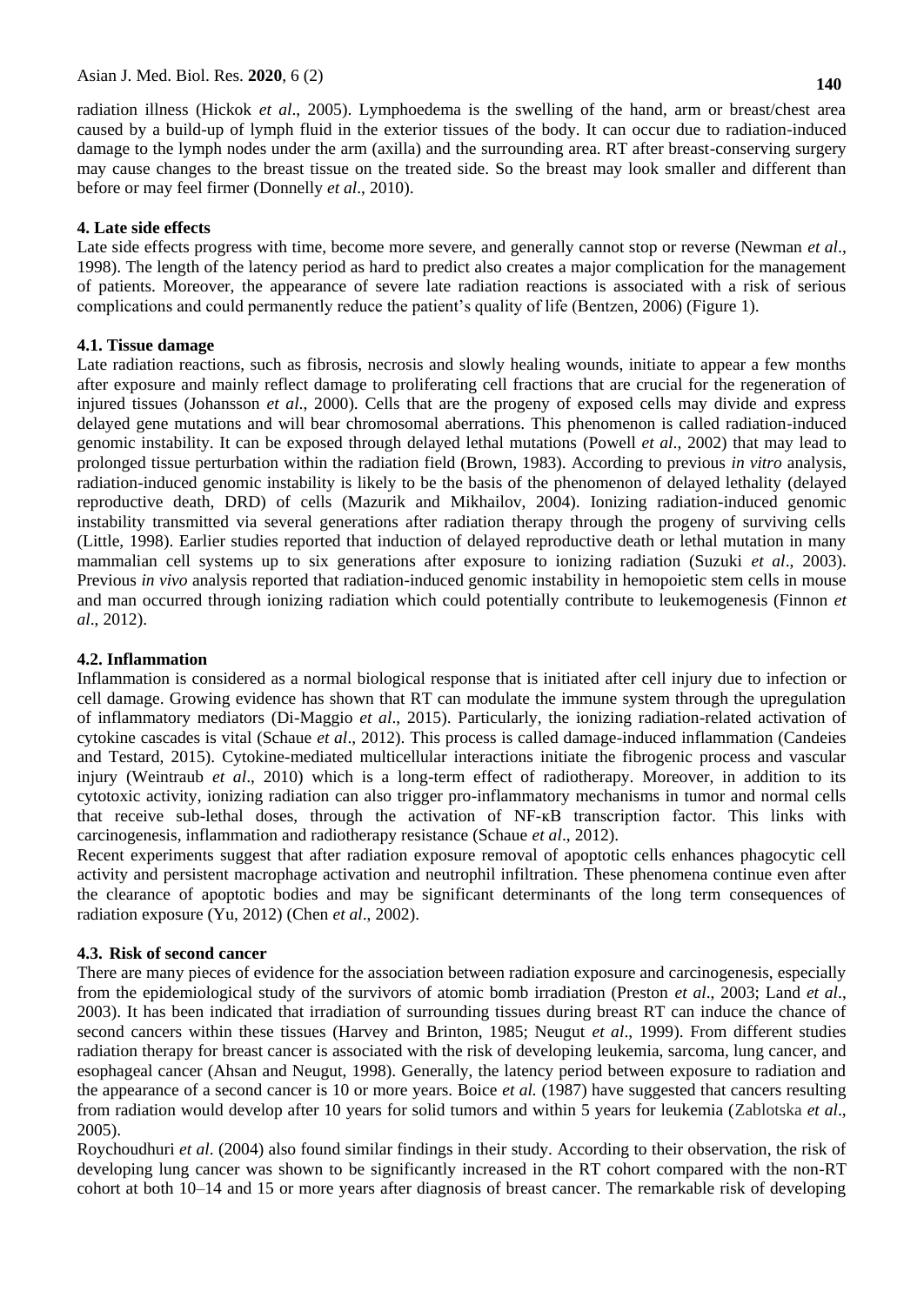radiation illness (Hickok *et al*., 2005). Lymphoedema is the swelling of the hand, arm or breast/chest area caused by a build-up of lymph fluid in the exterior tissues of the body. It can occur due to radiation-induced damage to the lymph nodes under the arm (axilla) and the surrounding area. RT after breast-conserving surgery may cause changes to the breast tissue on the treated side. So the breast may look smaller and different than before or may feel firmer (Donnelly *et al*., 2010).

## 4. Late side effects

Late side effects progress with time, become more severe, and generally cannot stop or reverse (Newman *et al*., 1998). The length of the latency period as hard to predict also creates a major complication for the management of patients. Moreover, the appearance of severe late radiation reactions is associated with a risk of serious complications and could permanently reduce the patient's quality of life (Bentzen, 2006) (Figure 1).

### 4.1. Tissue damage

Late radiation reactions, such as fibrosis, necrosis and slowly healing wounds, initiate to appear a few months after exposure and mainly reflect damage to proliferating cell fractions that are crucial for the regeneration of injured tissues (Johansson *et al*., 2000). Cells that are the progeny of exposed cells may divide and express delayed gene mutations and will bear chromosomal aberrations. This phenomenon is called radiation-induced genomic instability. It can be exposed through delayed lethal mutations (Powell *et al*., 2002) that may lead to prolonged tissue perturbation within the radiation field (Brown, 1983). According to previous *in vitro* analysis, radiation-induced genomic instability is likely to be the basis of the phenomenon of delayed lethality (delayed reproductive death, DRD) of cells (Mazurik and Mikhailov, 2004). Ionizing radiation-induced genomic instability transmitted via several generations after radiation therapy through the progeny of surviving cells (Little, 1998). Earlier studies reported that induction of delayed reproductive death or lethal mutation in many mammalian cell systems up to six generations after exposure to ionizing radiation (Suzuki *et al*., 2003). Previous *in vivo* analysis reported that radiation-induced genomic instability in hemopoietic stem cells in mouse and man occurred through ionizing radiation which could potentially contribute to leukemogenesis (Finnon *et al*., 2012).

### 4.2. Inflammation

Inflammation is considered as a normal biological response that is initiated after cell injury due to infection or cell damage. Growing evidence has shown that RT can modulate the immune system through the upregulation of inflammatory mediators (Di-Maggio *et al*., 2015). Particularly, the ionizing radiation-related activation of cytokine cascades is vital (Schaue *et al*., 2012). This process is called damage-induced inflammation (Candeies and Testard, 2015). Cytokine-mediated multicellular interactions initiate the fibrogenic process and vascular injury (Weintraub *et al*., 2010) which is a long-term effect of radiotherapy. Moreover, in addition to its cytotoxic activity, ionizing radiation can also trigger pro-inflammatory mechanisms in tumor and normal cells that receive sub-lethal doses, through the activation of NF-κB transcription factor. This links with carcinogenesis, inflammation and radiotherapy resistance (Schaue *et al*., 2012).

Recent experiments suggest that after radiation exposure removal of apoptotic cells enhances phagocytic cell activity and persistent macrophage activation and neutrophil infiltration. These phenomena continue even after the clearance of apoptotic bodies and may be significant determinants of the long term consequences of radiation exposure (Yu, 2012) (Chen *et al*., 2002).

### 4.3. Risk of second cancer

There are many pieces of evidence for the association between radiation exposure and carcinogenesis, especially from the epidemiological study of the survivors of atomic bomb irradiation (Preston *et al*., 2003; Land *et al*., 2003). It has been indicated that irradiation of surrounding tissues during breast RT can induce the chance of second cancers within these tissues (Harvey and Brinton, 1985; Neugut *et al*., 1999). From different studies radiation therapy for breast cancer is associated with the risk of developing leukemia, sarcoma, lung cancer, and esophageal cancer (Ahsan and Neugut, 1998). Generally, the latency period between exposure to radiation and the appearance of a second cancer is 10 or more years. Boice *et al.* (1987) have suggested that cancers resulting from radiation would develop after 10 years for solid tumors and within 5 years for leukemia (Zablotska *et al*., 2005).

Roychoudhuri *et al*. (2004) also found similar findings in their study. According to their observation, the risk of developing lung cancer was shown to be significantly increased in the RT cohort compared with the non-RT cohort at both 10–14 and 15 or more years after diagnosis of breast cancer. The remarkable risk of developing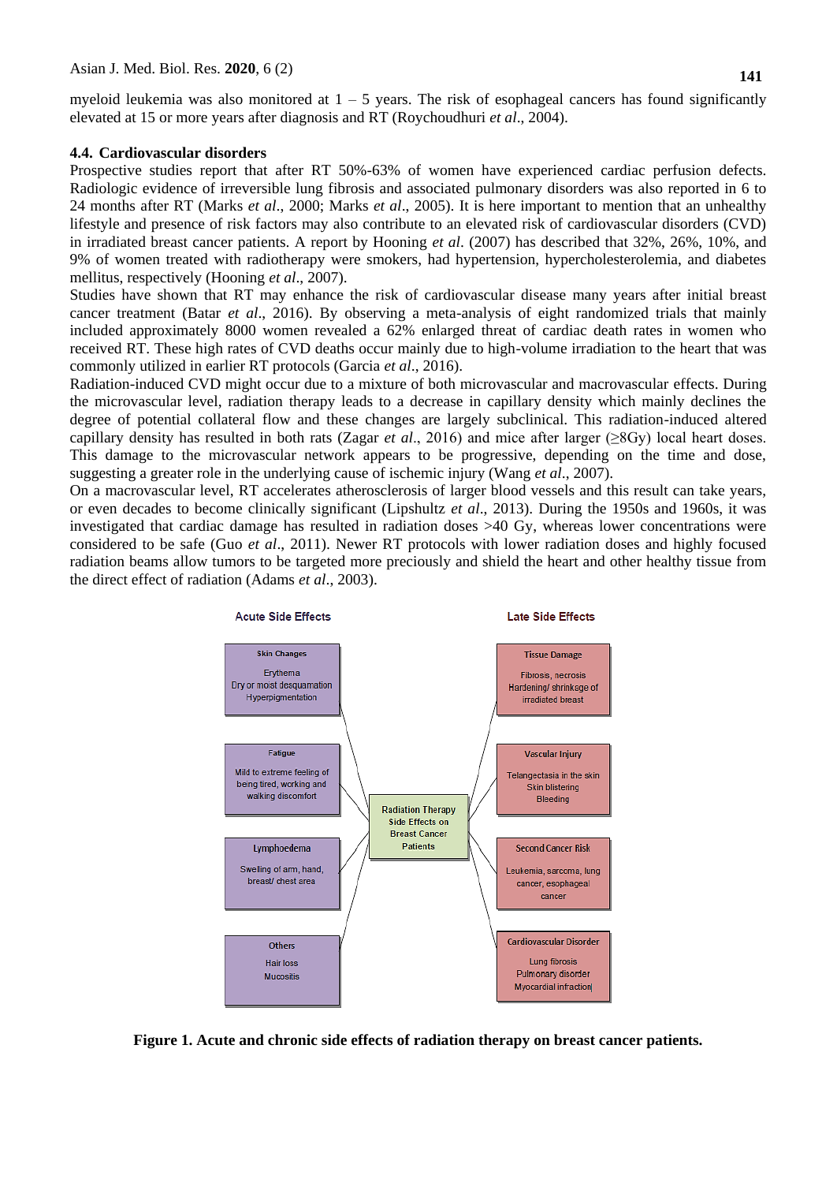myeloid leukemia was also monitored at 1 – 5 years. The risk of esophageal cancers has found significantly elevated at 15 or more years after diagnosis and RT (Roychoudhuri *et al*., 2004).

### 4.4. Cardiovascular disorders

Prospective studies report that after RT 50%-63% of women have experienced cardiac perfusion defects. Radiologic evidence of irreversible lung fibrosis and associated pulmonary disorders was also reported in 6 to 24 months after RT (Marks *et al*., 2000; Marks *et al*., 2005). It is here important to mention that an unhealthy lifestyle and presence of risk factors may also contribute to an elevated risk of cardiovascular disorders (CVD) in irradiated breast cancer patients. A report by Hooning *et al*. (2007) has described that 32%, 26%, 10%, and 9% of women treated with radiotherapy were smokers, had hypertension, hypercholesterolemia, and diabetes mellitus, respectively (Hooning *et al*., 2007).

Studies have shown that RT may enhance the risk of cardiovascular disease many years after initial breast cancer treatment (Batar *et al*., 2016). By observing a meta-analysis of eight randomized trials that mainly included approximately 8000 women revealed a 62% enlarged threat of cardiac death rates in women who received RT. These high rates of CVD deaths occur mainly due to high-volume irradiation to the heart that was commonly utilized in earlier RT protocols (Garcia *et al*., 2016).

Radiation-induced CVD might occur due to a mixture of both microvascular and macrovascular effects. During the microvascular level, radiation therapy leads to a decrease in capillary density which mainly declines the degree of potential collateral flow and these changes are largely subclinical. This radiation-induced altered capillary density has resulted in both rats (Zagar *et al*., 2016) and mice after larger (≥8Gy) local heart doses. This damage to the microvascular network appears to be progressive, depending on the time and dose, suggesting a greater role in the underlying cause of ischemic injury (Wang *et al*., 2007).

On a macrovascular level, RT accelerates atherosclerosis of larger blood vessels and this result can take years, or even decades to become clinically significant (Lipshultz *et al*., 2013). During the 1950s and 1960s, it was investigated that cardiac damage has resulted in radiation doses >40 Gy, whereas lower concentrations were considered to be safe (Guo *et al*., 2011). Newer RT protocols with lower radiation doses and highly focused radiation beams allow tumors to be targeted more preciously and shield the heart and other healthy tissue from the direct effect of radiation (Adams *et al*., 2003).

**Radiation Therapy Side Effects on Breast Cancer Patients**

| Acute Side Effects | Late Side Effects |
|---|---|
| **Skin Changes**: Erythema; Dry or moist desquamation; Hyperpigmentation | **Tissue Damage**: Fibrosis, necrosis; Hardening/ shrinkage of irradiated breast |
| **Fatigue**: Mild to extreme feeling of being tired, working and walking discomfort | **Vascular Injury**: Telangectasia in the skin; Skin blistering; Bleeding |
| **Lymphoedema**: Swelling of arm, hand, breast/ chest area | **Second Cancer Risk**: Leukemia, sarcoma, lung cancer, esophageal cancer |
| **Others**: Hair loss; Mucositis | **Cardiovascular Disorder**: Lung fibrosis; Pulmonary disorder; Myocardial infraction |

**Figure 1. Acute and chronic side effects of radiation therapy on breast cancer patients.**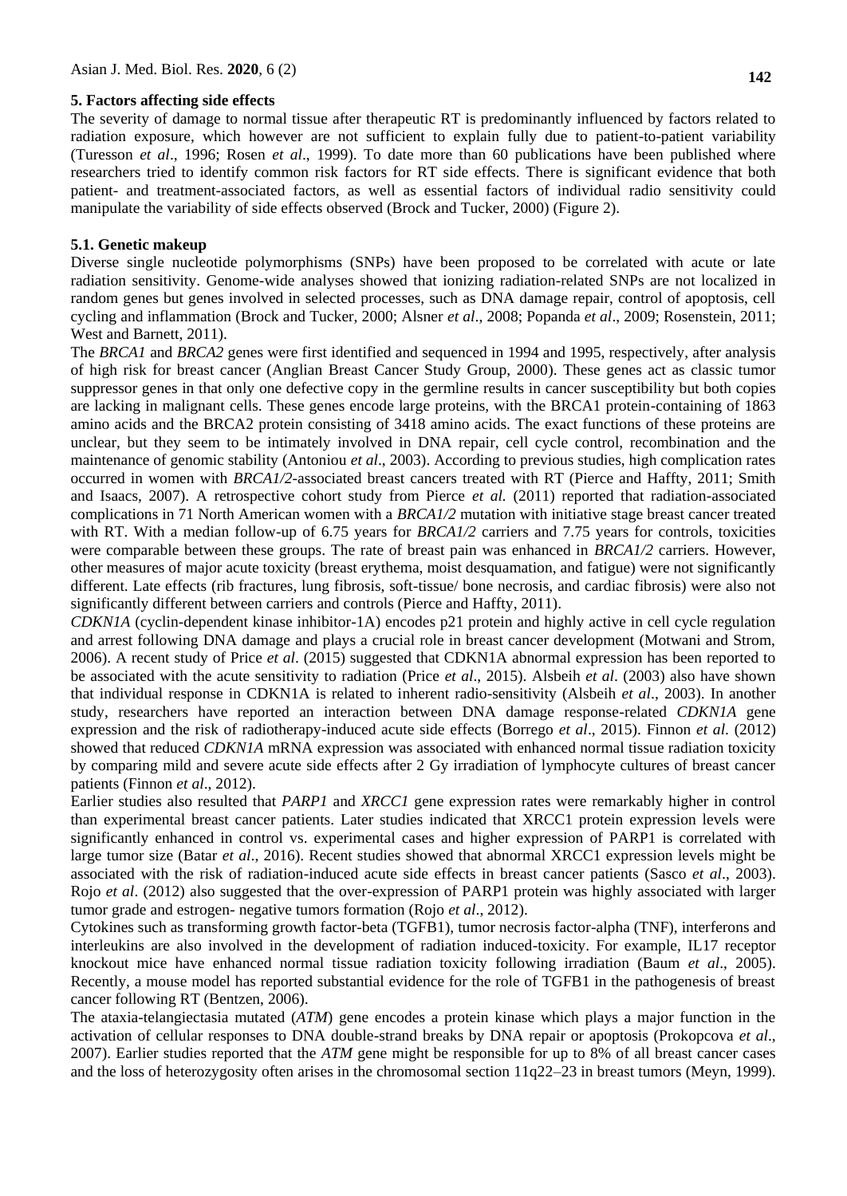### 5. Factors affecting side effects

The severity of damage to normal tissue after therapeutic RT is predominantly influenced by factors related to radiation exposure, which however are not sufficient to explain fully due to patient-to-patient variability (Turesson *et al*., 1996; Rosen *et al*., 1999). To date more than 60 publications have been published where researchers tried to identify common risk factors for RT side effects. There is significant evidence that both patient- and treatment-associated factors, as well as essential factors of individual radio sensitivity could manipulate the variability of side effects observed (Brock and Tucker, 2000) (Figure 2).

#### 5.1. Genetic makeup

Diverse single nucleotide polymorphisms (SNPs) have been proposed to be correlated with acute or late radiation sensitivity. Genome-wide analyses showed that ionizing radiation-related SNPs are not localized in random genes but genes involved in selected processes, such as DNA damage repair, control of apoptosis, cell cycling and inflammation (Brock and Tucker, 2000; Alsner *et al*., 2008; Popanda *et al*., 2009; Rosenstein, 2011; West and Barnett, 2011).

The *BRCA1* and *BRCA2* genes were first identified and sequenced in 1994 and 1995, respectively, after analysis of high risk for breast cancer (Anglian Breast Cancer Study Group, 2000). These genes act as classic tumor suppressor genes in that only one defective copy in the germline results in cancer susceptibility but both copies are lacking in malignant cells. These genes encode large proteins, with the BRCA1 protein-containing of 1863 amino acids and the BRCA2 protein consisting of 3418 amino acids. The exact functions of these proteins are unclear, but they seem to be intimately involved in DNA repair, cell cycle control, recombination and the maintenance of genomic stability (Antoniou *et al*., 2003). According to previous studies, high complication rates occurred in women with *BRCA1/2*-associated breast cancers treated with RT (Pierce and Haffty, 2011; Smith and Isaacs, 2007). A retrospective cohort study from Pierce *et al.* (2011) reported that radiation-associated complications in 71 North American women with a *BRCA1/2* mutation with initiative stage breast cancer treated with RT. With a median follow-up of 6.75 years for *BRCA1/2* carriers and 7.75 years for controls, toxicities were comparable between these groups. The rate of breast pain was enhanced in *BRCA1/2* carriers. However, other measures of major acute toxicity (breast erythema, moist desquamation, and fatigue) were not significantly different. Late effects (rib fractures, lung fibrosis, soft-tissue/ bone necrosis, and cardiac fibrosis) were also not significantly different between carriers and controls (Pierce and Haffty, 2011).

*CDKN1A* (cyclin-dependent kinase inhibitor-1A) encodes p21 protein and highly active in cell cycle regulation and arrest following DNA damage and plays a crucial role in breast cancer development (Motwani and Strom, 2006). A recent study of Price *et al*. (2015) suggested that CDKN1A abnormal expression has been reported to be associated with the acute sensitivity to radiation (Price *et al*., 2015). Alsbeih *et al*. (2003) also have shown that individual response in CDKN1A is related to inherent radio-sensitivity (Alsbeih *et al*., 2003). In another study, researchers have reported an interaction between DNA damage response-related *CDKN1A* gene expression and the risk of radiotherapy-induced acute side effects (Borrego *et al*., 2015). Finnon *et al*. (2012) showed that reduced *CDKN1A* mRNA expression was associated with enhanced normal tissue radiation toxicity by comparing mild and severe acute side effects after 2 Gy irradiation of lymphocyte cultures of breast cancer patients (Finnon *et al*., 2012).

Earlier studies also resulted that *PARP1* and *XRCC1* gene expression rates were remarkably higher in control than experimental breast cancer patients. Later studies indicated that XRCC1 protein expression levels were significantly enhanced in control vs. experimental cases and higher expression of PARP1 is correlated with large tumor size (Batar *et al*., 2016). Recent studies showed that abnormal XRCC1 expression levels might be associated with the risk of radiation-induced acute side effects in breast cancer patients (Sasco *et al*., 2003). Rojo *et al*. (2012) also suggested that the over-expression of PARP1 protein was highly associated with larger tumor grade and estrogen- negative tumors formation (Rojo *et al*., 2012).

Cytokines such as transforming growth factor-beta (TGFB1), tumor necrosis factor-alpha (TNF), interferons and interleukins are also involved in the development of radiation induced-toxicity. For example, IL17 receptor knockout mice have enhanced normal tissue radiation toxicity following irradiation (Baum *et al*., 2005). Recently, a mouse model has reported substantial evidence for the role of TGFB1 in the pathogenesis of breast cancer following RT (Bentzen, 2006).

The ataxia-telangiectasia mutated (*ATM*) gene encodes a protein kinase which plays a major function in the activation of cellular responses to DNA double-strand breaks by DNA repair or apoptosis (Prokopcova *et al*., 2007). Earlier studies reported that the *ATM* gene might be responsible for up to 8% of all breast cancer cases and the loss of heterozygosity often arises in the chromosomal section 11q22–23 in breast tumors (Meyn, 1999).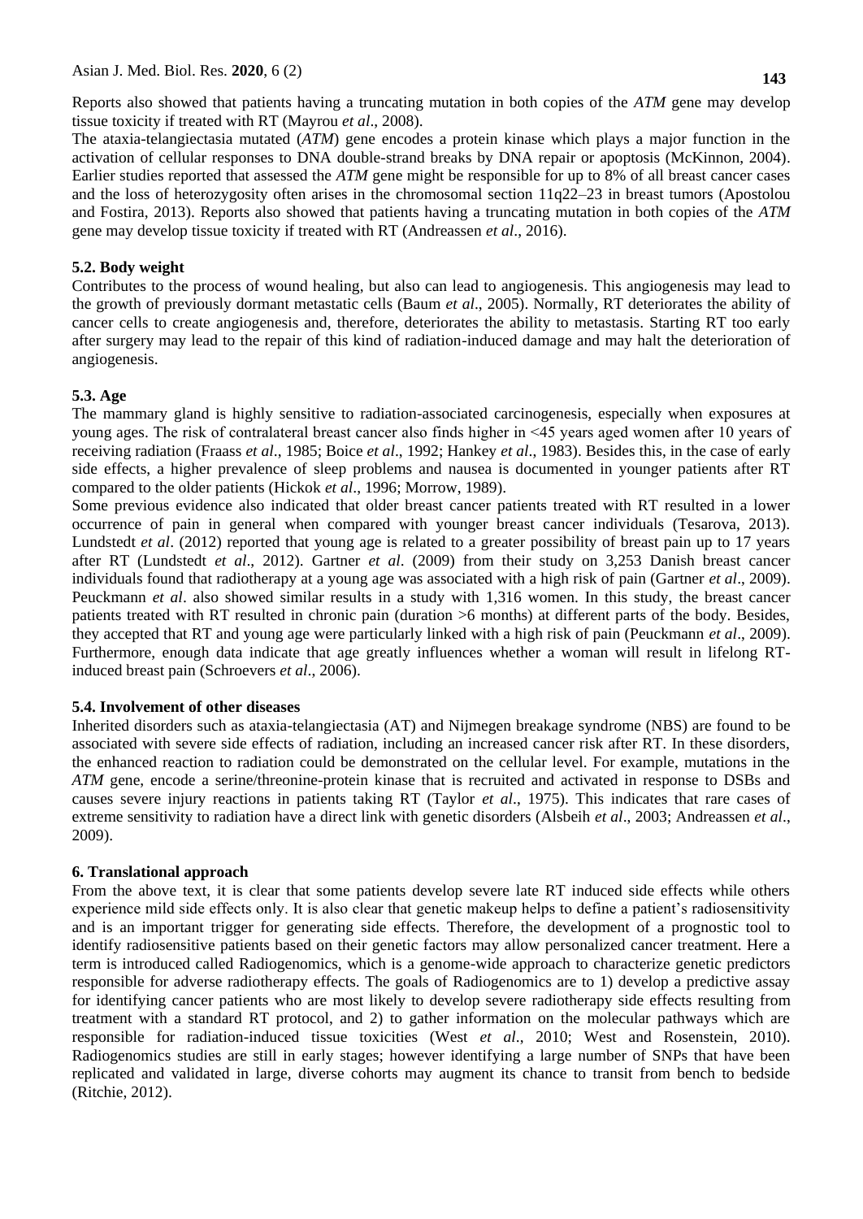Reports also showed that patients having a truncating mutation in both copies of the *ATM* gene may develop tissue toxicity if treated with RT (Mayrou *et al*., 2008).

The ataxia-telangiectasia mutated (*ATM*) gene encodes a protein kinase which plays a major function in the activation of cellular responses to DNA double-strand breaks by DNA repair or apoptosis (McKinnon, 2004). Earlier studies reported that assessed the *ATM* gene might be responsible for up to 8% of all breast cancer cases and the loss of heterozygosity often arises in the chromosomal section 11q22–23 in breast tumors (Apostolou and Fostira, 2013). Reports also showed that patients having a truncating mutation in both copies of the *ATM* gene may develop tissue toxicity if treated with RT (Andreassen *et al*., 2016).

### 5.2. Body weight

Contributes to the process of wound healing, but also can lead to angiogenesis. This angiogenesis may lead to the growth of previously dormant metastatic cells (Baum *et al*., 2005). Normally, RT deteriorates the ability of cancer cells to create angiogenesis and, therefore, deteriorates the ability to metastasis. Starting RT too early after surgery may lead to the repair of this kind of radiation-induced damage and may halt the deterioration of angiogenesis.

### 5.3. Age

The mammary gland is highly sensitive to radiation-associated carcinogenesis, especially when exposures at young ages. The risk of contralateral breast cancer also finds higher in <45 years aged women after 10 years of receiving radiation (Fraass *et al*., 1985; Boice *et al*., 1992; Hankey *et al*., 1983). Besides this, in the case of early side effects, a higher prevalence of sleep problems and nausea is documented in younger patients after RT compared to the older patients (Hickok *et al*., 1996; Morrow, 1989).

Some previous evidence also indicated that older breast cancer patients treated with RT resulted in a lower occurrence of pain in general when compared with younger breast cancer individuals (Tesarova, 2013). Lundstedt *et al*. (2012) reported that young age is related to a greater possibility of breast pain up to 17 years after RT (Lundstedt *et al*., 2012). Gartner *et al*. (2009) from their study on 3,253 Danish breast cancer individuals found that radiotherapy at a young age was associated with a high risk of pain (Gartner *et al*., 2009). Peuckmann *et al*. also showed similar results in a study with 1,316 women. In this study, the breast cancer patients treated with RT resulted in chronic pain (duration >6 months) at different parts of the body. Besides, they accepted that RT and young age were particularly linked with a high risk of pain (Peuckmann *et al*., 2009). Furthermore, enough data indicate that age greatly influences whether a woman will result in lifelong RT-induced breast pain (Schroevers *et al*., 2006).

### 5.4. Involvement of other diseases

Inherited disorders such as ataxia-telangiectasia (AT) and Nijmegen breakage syndrome (NBS) are found to be associated with severe side effects of radiation, including an increased cancer risk after RT. In these disorders, the enhanced reaction to radiation could be demonstrated on the cellular level. For example, mutations in the *ATM* gene, encode a serine/threonine-protein kinase that is recruited and activated in response to DSBs and causes severe injury reactions in patients taking RT (Taylor *et al*., 1975). This indicates that rare cases of extreme sensitivity to radiation have a direct link with genetic disorders (Alsbeih *et al*., 2003; Andreassen *et al*., 2009).

## 6. Translational approach

From the above text, it is clear that some patients develop severe late RT induced side effects while others experience mild side effects only. It is also clear that genetic makeup helps to define a patient's radiosensitivity and is an important trigger for generating side effects. Therefore, the development of a prognostic tool to identify radiosensitive patients based on their genetic factors may allow personalized cancer treatment. Here a term is introduced called Radiogenomics, which is a genome-wide approach to characterize genetic predictors responsible for adverse radiotherapy effects. The goals of Radiogenomics are to 1) develop a predictive assay for identifying cancer patients who are most likely to develop severe radiotherapy side effects resulting from treatment with a standard RT protocol, and 2) to gather information on the molecular pathways which are responsible for radiation-induced tissue toxicities (West *et al*., 2010; West and Rosenstein, 2010). Radiogenomics studies are still in early stages; however identifying a large number of SNPs that have been replicated and validated in large, diverse cohorts may augment its chance to transit from bench to bedside (Ritchie, 2012).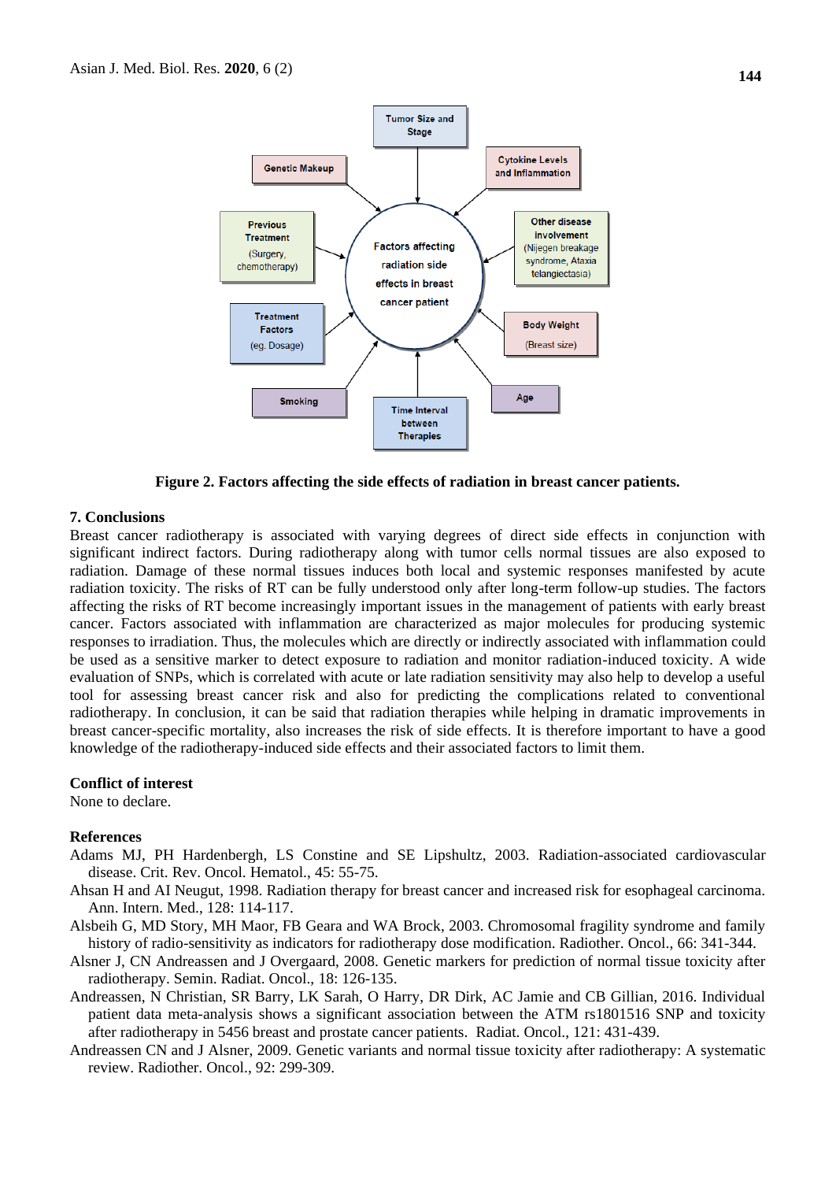Figure 2. Factors affecting the side effects of radiation in breast cancer patients.

## 7. Conclusions

Breast cancer radiotherapy is associated with varying degrees of direct side effects in conjunction with significant indirect factors. During radiotherapy along with tumor cells normal tissues are also exposed to radiation. Damage of these normal tissues induces both local and systemic responses manifested by acute radiation toxicity. The risks of RT can be fully understood only after long-term follow-up studies. The factors affecting the risks of RT become increasingly important issues in the management of patients with early breast cancer. Factors associated with inflammation are characterized as major molecules for producing systemic responses to irradiation. Thus, the molecules which are directly or indirectly associated with inflammation could be used as a sensitive marker to detect exposure to radiation and monitor radiation-induced toxicity. A wide evaluation of SNPs, which is correlated with acute or late radiation sensitivity may also help to develop a useful tool for assessing breast cancer risk and also for predicting the complications related to conventional radiotherapy. In conclusion, it can be said that radiation therapies while helping in dramatic improvements in breast cancer-specific mortality, also increases the risk of side effects. It is therefore important to have a good knowledge of the radiotherapy-induced side effects and their associated factors to limit them.

## Conflict of interest

None to declare.

## References

Adams MJ, PH Hardenbergh, LS Constine and SE Lipshultz, 2003. Radiation-associated cardiovascular disease. Crit. Rev. Oncol. Hematol., 45: 55-75.

Ahsan H and AI Neugut, 1998. Radiation therapy for breast cancer and increased risk for esophageal carcinoma. Ann. Intern. Med., 128: 114-117.

Alsbeih G, MD Story, MH Maor, FB Geara and WA Brock, 2003. Chromosomal fragility syndrome and family history of radio-sensitivity as indicators for radiotherapy dose modification. Radiother. Oncol., 66: 341-344.

Alsner J, CN Andreassen and J Overgaard, 2008. Genetic markers for prediction of normal tissue toxicity after radiotherapy. Semin. Radiat. Oncol., 18: 126-135.

Andreassen, N Christian, SR Barry, LK Sarah, O Harry, DR Dirk, AC Jamie and CB Gillian, 2016. Individual patient data meta-analysis shows a significant association between the ATM rs1801516 SNP and toxicity after radiotherapy in 5456 breast and prostate cancer patients. Radiat. Oncol., 121: 431-439.

Andreassen CN and J Alsner, 2009. Genetic variants and normal tissue toxicity after radiotherapy: A systematic review. Radiother. Oncol., 92: 299-309.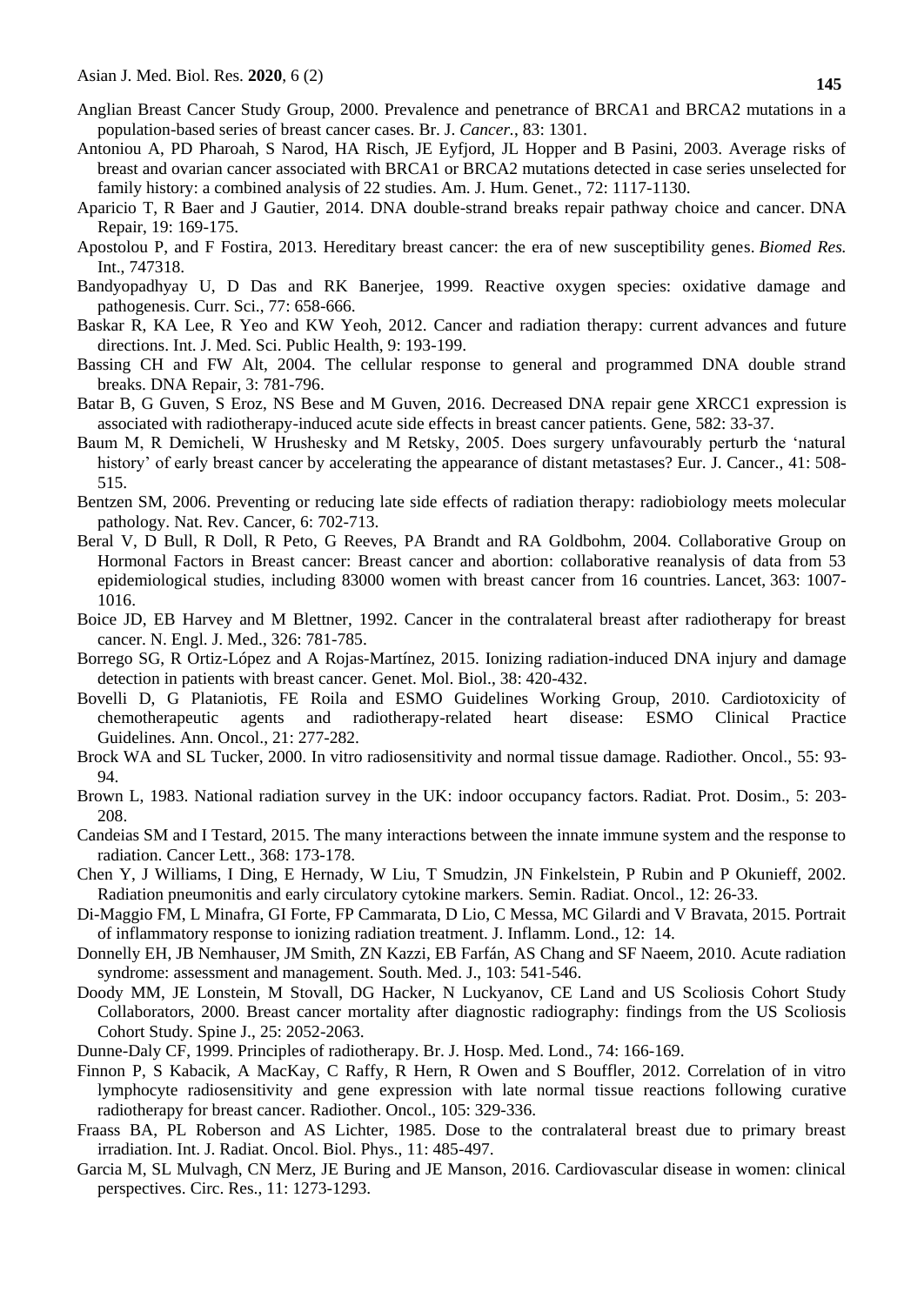Anglian Breast Cancer Study Group, 2000. Prevalence and penetrance of BRCA1 and BRCA2 mutations in a population-based series of breast cancer cases. Br. J. *Cancer.*, 83: 1301.

Antoniou A, PD Pharoah, S Narod, HA Risch, JE Eyfjord, JL Hopper and B Pasini, 2003. Average risks of breast and ovarian cancer associated with BRCA1 or BRCA2 mutations detected in case series unselected for family history: a combined analysis of 22 studies. Am. J. Hum. Genet., 72: 1117-1130.

Aparicio T, R Baer and J Gautier, 2014. DNA double-strand breaks repair pathway choice and cancer. DNA Repair, 19: 169-175.

Apostolou P, and F Fostira, 2013. Hereditary breast cancer: the era of new susceptibility genes. *Biomed Res.* Int., 747318.

Bandyopadhyay U, D Das and RK Banerjee, 1999. Reactive oxygen species: oxidative damage and pathogenesis. Curr. Sci., 77: 658-666.

Baskar R, KA Lee, R Yeo and KW Yeoh, 2012. Cancer and radiation therapy: current advances and future directions. Int. J. Med. Sci. Public Health, 9: 193-199.

Bassing CH and FW Alt, 2004. The cellular response to general and programmed DNA double strand breaks. DNA Repair, 3: 781-796.

Batar B, G Guven, S Eroz, NS Bese and M Guven, 2016. Decreased DNA repair gene XRCC1 expression is associated with radiotherapy-induced acute side effects in breast cancer patients. Gene, 582: 33-37.

Baum M, R Demicheli, W Hrushesky and M Retsky, 2005. Does surgery unfavourably perturb the 'natural history' of early breast cancer by accelerating the appearance of distant metastases? Eur. J. Cancer., 41: 508-515.

Bentzen SM, 2006. Preventing or reducing late side effects of radiation therapy: radiobiology meets molecular pathology. Nat. Rev. Cancer, 6: 702-713.

Beral V, D Bull, R Doll, R Peto, G Reeves, PA Brandt and RA Goldbohm, 2004. Collaborative Group on Hormonal Factors in Breast cancer: Breast cancer and abortion: collaborative reanalysis of data from 53 epidemiological studies, including 83000 women with breast cancer from 16 countries. Lancet, 363: 1007-1016.

Boice JD, EB Harvey and M Blettner, 1992. Cancer in the contralateral breast after radiotherapy for breast cancer. N. Engl. J. Med., 326: 781-785.

Borrego SG, R Ortiz-López and A Rojas-Martínez, 2015. Ionizing radiation-induced DNA injury and damage detection in patients with breast cancer. Genet. Mol. Biol., 38: 420-432.

Bovelli D, G Plataniotis, FE Roila and ESMO Guidelines Working Group, 2010. Cardiotoxicity of chemotherapeutic agents and radiotherapy-related heart disease: ESMO Clinical Practice Guidelines. Ann. Oncol., 21: 277-282.

Brock WA and SL Tucker, 2000. In vitro radiosensitivity and normal tissue damage. Radiother. Oncol., 55: 93-94.

Brown L, 1983. National radiation survey in the UK: indoor occupancy factors. Radiat. Prot. Dosim., 5: 203-208.

Candeias SM and I Testard, 2015. The many interactions between the innate immune system and the response to radiation. Cancer Lett., 368: 173-178.

Chen Y, J Williams, I Ding, E Hernady, W Liu, T Smudzin, JN Finkelstein, P Rubin and P Okunieff, 2002. Radiation pneumonitis and early circulatory cytokine markers. Semin. Radiat. Oncol., 12: 26-33.

Di-Maggio FM, L Minafra, GI Forte, FP Cammarata, D Lio, C Messa, MC Gilardi and V Bravata, 2015. Portrait of inflammatory response to ionizing radiation treatment. J. Inflamm. Lond., 12: 14.

Donnelly EH, JB Nemhauser, JM Smith, ZN Kazzi, EB Farfán, AS Chang and SF Naeem, 2010. Acute radiation syndrome: assessment and management. South. Med. J., 103: 541-546.

Doody MM, JE Lonstein, M Stovall, DG Hacker, N Luckyanov, CE Land and US Scoliosis Cohort Study Collaborators, 2000. Breast cancer mortality after diagnostic radiography: findings from the US Scoliosis Cohort Study. Spine J., 25: 2052-2063.

Dunne-Daly CF, 1999. Principles of radiotherapy. Br. J. Hosp. Med. Lond., 74: 166-169.

Finnon P, S Kabacik, A MacKay, C Raffy, R Hern, R Owen and S Bouffler, 2012. Correlation of in vitro lymphocyte radiosensitivity and gene expression with late normal tissue reactions following curative radiotherapy for breast cancer. Radiother. Oncol., 105: 329-336.

Fraass BA, PL Roberson and AS Lichter, 1985. Dose to the contralateral breast due to primary breast irradiation. Int. J. Radiat. Oncol. Biol. Phys., 11: 485-497.

Garcia M, SL Mulvagh, CN Merz, JE Buring and JE Manson, 2016. Cardiovascular disease in women: clinical perspectives. Circ. Res., 11: 1273-1293.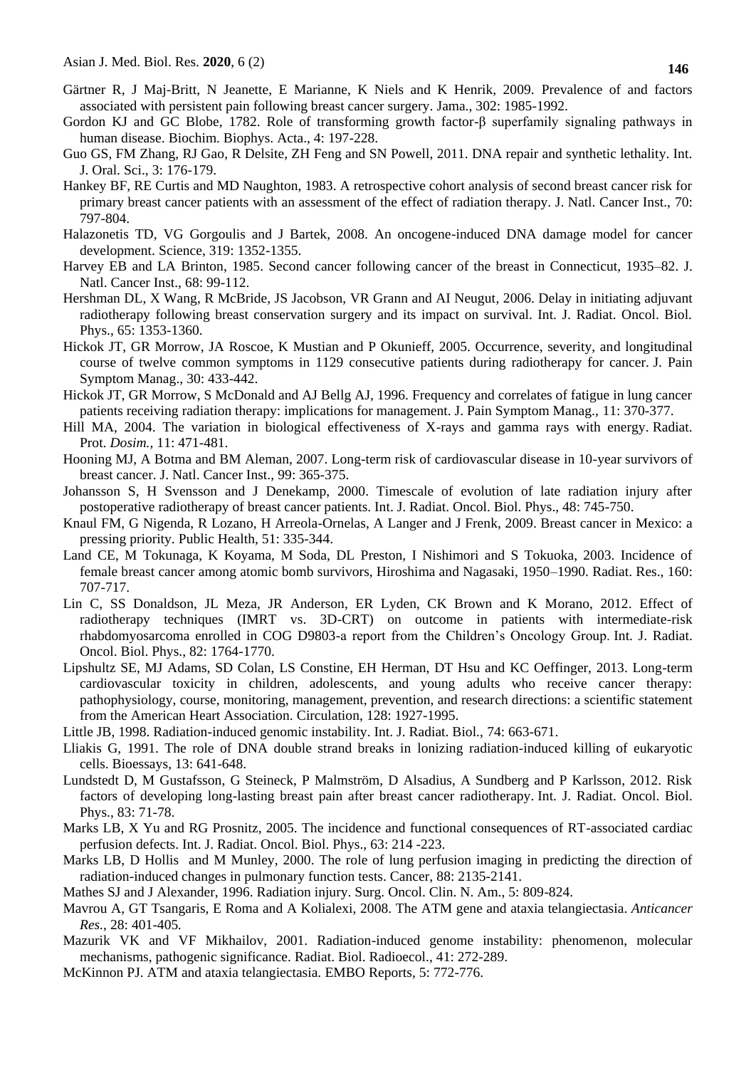Gärtner R, J Maj-Britt, N Jeanette, E Marianne, K Niels and K Henrik, 2009. Prevalence of and factors associated with persistent pain following breast cancer surgery. Jama., 302: 1985-1992.

Gordon KJ and GC Blobe, 1782. Role of transforming growth factor-β superfamily signaling pathways in human disease. Biochim. Biophys. Acta., 4: 197-228.

Guo GS, FM Zhang, RJ Gao, R Delsite, ZH Feng and SN Powell, 2011. DNA repair and synthetic lethality. Int. J. Oral. Sci., 3: 176-179.

Hankey BF, RE Curtis and MD Naughton, 1983. A retrospective cohort analysis of second breast cancer risk for primary breast cancer patients with an assessment of the effect of radiation therapy. J. Natl. Cancer Inst., 70: 797-804.

Halazonetis TD, VG Gorgoulis and J Bartek, 2008. An oncogene-induced DNA damage model for cancer development. Science, 319: 1352-1355.

Harvey EB and LA Brinton, 1985. Second cancer following cancer of the breast in Connecticut, 1935–82. J. Natl. Cancer Inst., 68: 99-112.

Hershman DL, X Wang, R McBride, JS Jacobson, VR Grann and AI Neugut, 2006. Delay in initiating adjuvant radiotherapy following breast conservation surgery and its impact on survival. Int. J. Radiat. Oncol. Biol. Phys., 65: 1353-1360.

Hickok JT, GR Morrow, JA Roscoe, K Mustian and P Okunieff, 2005. Occurrence, severity, and longitudinal course of twelve common symptoms in 1129 consecutive patients during radiotherapy for cancer. J. Pain Symptom Manag., 30: 433-442.

Hickok JT, GR Morrow, S McDonald and AJ Bellg AJ, 1996. Frequency and correlates of fatigue in lung cancer patients receiving radiation therapy: implications for management. J. Pain Symptom Manag., 11: 370-377.

Hill MA, 2004. The variation in biological effectiveness of X-rays and gamma rays with energy. Radiat. Prot. *Dosim.,* 11: 471-481.

Hooning MJ, A Botma and BM Aleman, 2007. Long-term risk of cardiovascular disease in 10-year survivors of breast cancer. J. Natl. Cancer Inst., 99: 365-375.

Johansson S, H Svensson and J Denekamp, 2000. Timescale of evolution of late radiation injury after postoperative radiotherapy of breast cancer patients. Int. J. Radiat. Oncol. Biol. Phys., 48: 745-750.

Knaul FM, G Nigenda, R Lozano, H Arreola-Ornelas, A Langer and J Frenk, 2009. Breast cancer in Mexico: a pressing priority. Public Health, 51: 335-344.

Land CE, M Tokunaga, K Koyama, M Soda, DL Preston, I Nishimori and S Tokuoka, 2003. Incidence of female breast cancer among atomic bomb survivors, Hiroshima and Nagasaki, 1950–1990. Radiat. Res., 160: 707-717.

Lin C, SS Donaldson, JL Meza, JR Anderson, ER Lyden, CK Brown and K Morano, 2012. Effect of radiotherapy techniques (IMRT vs. 3D-CRT) on outcome in patients with intermediate-risk rhabdomyosarcoma enrolled in COG D9803-a report from the Children's Oncology Group. Int. J. Radiat. Oncol. Biol. Phys., 82: 1764-1770.

Lipshultz SE, MJ Adams, SD Colan, LS Constine, EH Herman, DT Hsu and KC Oeffinger, 2013. Long-term cardiovascular toxicity in children, adolescents, and young adults who receive cancer therapy: pathophysiology, course, monitoring, management, prevention, and research directions: a scientific statement from the American Heart Association. Circulation, 128: 1927-1995.

Little JB, 1998. Radiation-induced genomic instability. Int. J. Radiat. Biol., 74: 663-671.

Lliakis G, 1991. The role of DNA double strand breaks in lonizing radiation-induced killing of eukaryotic cells. Bioessays, 13: 641-648.

Lundstedt D, M Gustafsson, G Steineck, P Malmström, D Alsadius, A Sundberg and P Karlsson, 2012. Risk factors of developing long-lasting breast pain after breast cancer radiotherapy. Int. J. Radiat. Oncol. Biol. Phys., 83: 71-78.

Marks LB, X Yu and RG Prosnitz, 2005. The incidence and functional consequences of RT-associated cardiac perfusion defects. Int. J. Radiat. Oncol. Biol. Phys., 63: 214 -223.

Marks LB, D Hollis and M Munley, 2000. The role of lung perfusion imaging in predicting the direction of radiation-induced changes in pulmonary function tests. Cancer, 88: 2135-2141.

Mathes SJ and J Alexander, 1996. Radiation injury. Surg. Oncol. Clin. N. Am., 5: 809-824.

Mavrou A, GT Tsangaris, E Roma and A Kolialexi, 2008. The ATM gene and ataxia telangiectasia. *Anticancer Res.*, 28: 401-405*.*

Mazurik VK and VF Mikhailov, 2001. Radiation-induced genome instability: phenomenon, molecular mechanisms, pathogenic significance. Radiat. Biol. Radioecol., 41: 272-289.

McKinnon PJ. ATM and ataxia telangiectasia. EMBO Reports, 5: 772-776.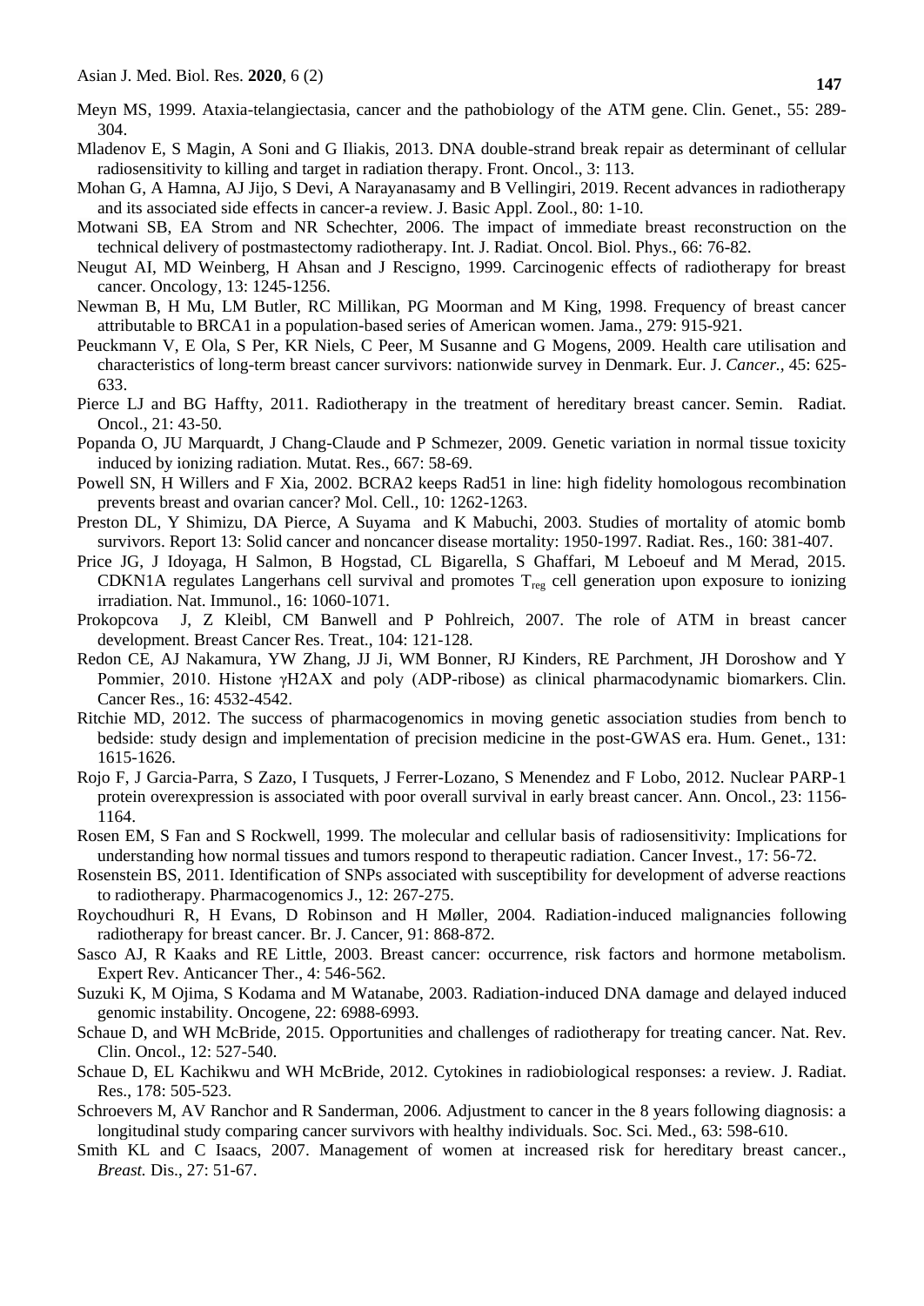Meyn MS, 1999. Ataxia-telangiectasia, cancer and the pathobiology of the ATM gene. Clin. Genet., 55: 289-304.

Mladenov E, S Magin, A Soni and G Iliakis, 2013. DNA double-strand break repair as determinant of cellular radiosensitivity to killing and target in radiation therapy. Front. Oncol., 3: 113.

Mohan G, A Hamna, AJ Jijo, S Devi, A Narayanasamy and B Vellingiri, 2019. Recent advances in radiotherapy and its associated side effects in cancer-a review. J. Basic Appl. Zool., 80: 1-10.

Motwani SB, EA Strom and NR Schechter, 2006. The impact of immediate breast reconstruction on the technical delivery of postmastectomy radiotherapy. Int. J. Radiat. Oncol. Biol. Phys., 66: 76-82.

Neugut AI, MD Weinberg, H Ahsan and J Rescigno, 1999. Carcinogenic effects of radiotherapy for breast cancer. Oncology, 13: 1245-1256.

Newman B, H Mu, LM Butler, RC Millikan, PG Moorman and M King, 1998. Frequency of breast cancer attributable to BRCA1 in a population-based series of American women. Jama., 279: 915-921.

Peuckmann V, E Ola, S Per, KR Niels, C Peer, M Susanne and G Mogens, 2009. Health care utilisation and characteristics of long-term breast cancer survivors: nationwide survey in Denmark. Eur. J. *Cancer.,* 45: 625-633.

Pierce LJ and BG Haffty, 2011. Radiotherapy in the treatment of hereditary breast cancer. Semin. Radiat. Oncol., 21: 43-50.

Popanda O, JU Marquardt, J Chang-Claude and P Schmezer, 2009. Genetic variation in normal tissue toxicity induced by ionizing radiation. Mutat. Res., 667: 58-69.

Powell SN, H Willers and F Xia, 2002. BCRA2 keeps Rad51 in line: high fidelity homologous recombination prevents breast and ovarian cancer? Mol. Cell., 10: 1262-1263.

Preston DL, Y Shimizu, DA Pierce, A Suyama and K Mabuchi, 2003. Studies of mortality of atomic bomb survivors. Report 13: Solid cancer and noncancer disease mortality: 1950-1997. Radiat. Res., 160: 381-407.

Price JG, J Idoyaga, H Salmon, B Hogstad, CL Bigarella, S Ghaffari, M Leboeuf and M Merad, 2015. CDKN1A regulates Langerhans cell survival and promotes $T_{reg}$ cell generation upon exposure to ionizing irradiation. Nat. Immunol., 16: 1060-1071.

Prokopcova J, Z Kleibl, CM Banwell and P Pohlreich, 2007. The role of ATM in breast cancer development. Breast Cancer Res. Treat., 104: 121-128.

Redon CE, AJ Nakamura, YW Zhang, JJ Ji, WM Bonner, RJ Kinders, RE Parchment, JH Doroshow and Y Pommier, 2010. Histone γH2AX and poly (ADP-ribose) as clinical pharmacodynamic biomarkers. Clin. Cancer Res., 16: 4532-4542.

Ritchie MD, 2012. The success of pharmacogenomics in moving genetic association studies from bench to bedside: study design and implementation of precision medicine in the post-GWAS era. Hum. Genet., 131: 1615-1626.

Rojo F, J Garcia-Parra, S Zazo, I Tusquets, J Ferrer-Lozano, S Menendez and F Lobo, 2012. Nuclear PARP-1 protein overexpression is associated with poor overall survival in early breast cancer. Ann. Oncol., 23: 1156-1164.

Rosen EM, S Fan and S Rockwell, 1999. The molecular and cellular basis of radiosensitivity: Implications for understanding how normal tissues and tumors respond to therapeutic radiation. Cancer Invest., 17: 56-72.

Rosenstein BS, 2011. Identification of SNPs associated with susceptibility for development of adverse reactions to radiotherapy. Pharmacogenomics J., 12: 267-275.

Roychoudhuri R, H Evans, D Robinson and H Møller, 2004. Radiation-induced malignancies following radiotherapy for breast cancer. Br. J. Cancer, 91: 868-872.

Sasco AJ, R Kaaks and RE Little, 2003. Breast cancer: occurrence, risk factors and hormone metabolism. Expert Rev. Anticancer Ther., 4: 546-562.

Suzuki K, M Ojima, S Kodama and M Watanabe, 2003. Radiation-induced DNA damage and delayed induced genomic instability. Oncogene, 22: 6988-6993.

Schaue D, and WH McBride, 2015. Opportunities and challenges of radiotherapy for treating cancer. Nat. Rev. Clin. Oncol., 12: 527-540.

Schaue D, EL Kachikwu and WH McBride, 2012. Cytokines in radiobiological responses: a review. J. Radiat. Res., 178: 505-523.

Schroevers M, AV Ranchor and R Sanderman, 2006. Adjustment to cancer in the 8 years following diagnosis: a longitudinal study comparing cancer survivors with healthy individuals. Soc. Sci. Med., 63: 598-610.

Smith KL and C Isaacs, 2007. Management of women at increased risk for hereditary breast cancer., *Breast.* Dis., 27: 51-67.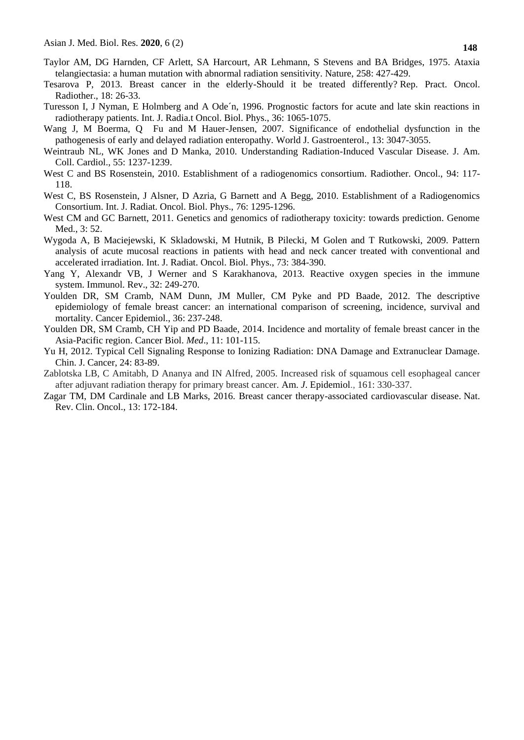Taylor AM, DG Harnden, CF Arlett, SA Harcourt, AR Lehmann, S Stevens and BA Bridges, 1975. Ataxia telangiectasia: a human mutation with abnormal radiation sensitivity. Nature, 258: 427-429.

Tesarova P, 2013. Breast cancer in the elderly-Should it be treated differently? Rep. Pract. Oncol. Radiother., 18: 26-33.

Turesson I, J Nyman, E Holmberg and A Ode´n, 1996. Prognostic factors for acute and late skin reactions in radiotherapy patients. Int. J. Radia.t Oncol. Biol. Phys., 36: 1065-1075.

Wang J, M Boerma, Q Fu and M Hauer-Jensen, 2007. Significance of endothelial dysfunction in the pathogenesis of early and delayed radiation enteropathy. World J. Gastroenterol., 13: 3047-3055.

Weintraub NL, WK Jones and D Manka, 2010. Understanding Radiation-Induced Vascular Disease. J. Am. Coll. Cardiol., 55: 1237-1239.

West C and BS Rosenstein, 2010. Establishment of a radiogenomics consortium. Radiother. Oncol., 94: 117-118.

West C, BS Rosenstein, J Alsner, D Azria, G Barnett and A Begg, 2010. Establishment of a Radiogenomics Consortium. Int. J. Radiat. Oncol. Biol. Phys., 76: 1295-1296.

West CM and GC Barnett, 2011. Genetics and genomics of radiotherapy toxicity: towards prediction. Genome Med., 3: 52.

Wygoda A, B Maciejewski, K Skladowski, M Hutnik, B Pilecki, M Golen and T Rutkowski, 2009. Pattern analysis of acute mucosal reactions in patients with head and neck cancer treated with conventional and accelerated irradiation. Int. J. Radiat. Oncol. Biol. Phys., 73: 384-390.

Yang Y, Alexandr VB, J Werner and S Karakhanova, 2013. Reactive oxygen species in the immune system. Immunol. Rev., 32: 249-270.

Youlden DR, SM Cramb, NAM Dunn, JM Muller, CM Pyke and PD Baade, 2012. The descriptive epidemiology of female breast cancer: an international comparison of screening, incidence, survival and mortality. Cancer Epidemiol., 36: 237-248.

Youlden DR, SM Cramb, CH Yip and PD Baade, 2014. Incidence and mortality of female breast cancer in the Asia-Pacific region. Cancer Biol. *Med*., 11: 101-115.

Yu H, 2012. Typical Cell Signaling Response to Ionizing Radiation: DNA Damage and Extranuclear Damage. Chin. J. Cancer, 24: 83-89.

Zablotska LB, C Amitabh, D Ananya and IN Alfred, 2005. Increased risk of squamous cell esophageal cancer after adjuvant radiation therapy for primary breast cancer. Am. *J*. Epidemiol., 161: 330-337.

Zagar TM, DM Cardinale and LB Marks, 2016. Breast cancer therapy-associated cardiovascular disease. Nat. Rev. Clin. Oncol., 13: 172-184.